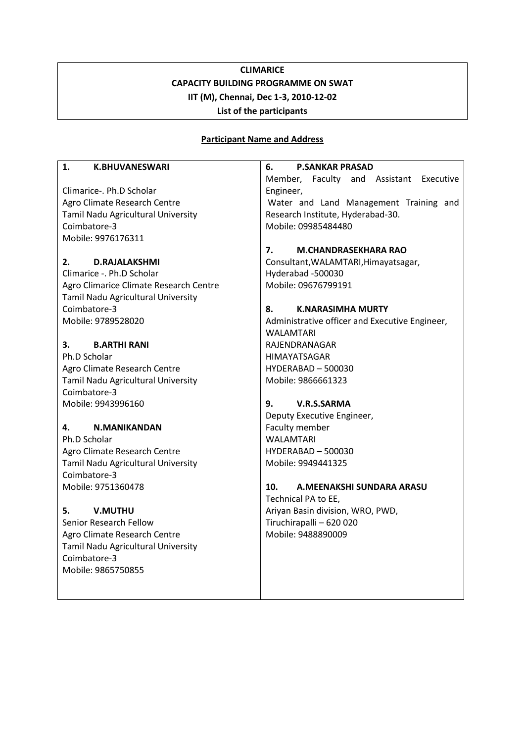**CLIMARICE**

**CAPACITY BUILDING PROGRAMME ON SWAT**

**IIT (M), Chennai, Dec 1-3, 2010-12-02**

**List of the participants**

**Participant Name and Address**

**1. K.BHUVANESWARI**

Climarice-. Ph.D Scholar
Agro Climate Research Centre
Tamil Nadu Agricultural University
Coimbatore-3
Mobile: 9976176311

**2. D.RAJALAKSHMI**

Climarice -. Ph.D Scholar
Agro Climarice Climate Research Centre
Tamil Nadu Agricultural University
Coimbatore-3
Mobile: 9789528020

**3. B.ARTHI RANI**

Ph.D Scholar
Agro Climate Research Centre
Tamil Nadu Agricultural University
Coimbatore-3
Mobile: 9943996160

**4. N.MANIKANDAN**

Ph.D Scholar
Agro Climate Research Centre
Tamil Nadu Agricultural University
Coimbatore-3
Mobile: 9751360478

**5. V.MUTHU**

Senior Research Fellow
Agro Climate Research Centre
Tamil Nadu Agricultural University
Coimbatore-3
Mobile: 9865750855

**6. P.SANKAR PRASAD**

Member, Faculty and Assistant Executive Engineer,
Water and Land Management Training and Research Institute, Hyderabad-30.
Mobile: 09985484480

**7. M.CHANDRASEKHARA RAO**

Consultant,WALAMTARI,Himayatsagar,
Hyderabad -500030
Mobile: 09676799191

**8. K.NARASIMHA MURTY**

Administrative officer and Executive Engineer,
WALAMTARI
RAJENDRANAGAR
HIMAYATSAGAR
HYDERABAD – 500030
Mobile: 9866661323

**9. V.R.S.SARMA**

Deputy Executive Engineer,
Faculty member
WALAMTARI
HYDERABAD – 500030
Mobile: 9949441325

**10. A.MEENAKSHI SUNDARA ARASU**

Technical PA to EE,
Ariyan Basin division, WRO, PWD,
Tiruchirapalli – 620 020
Mobile: 9488890009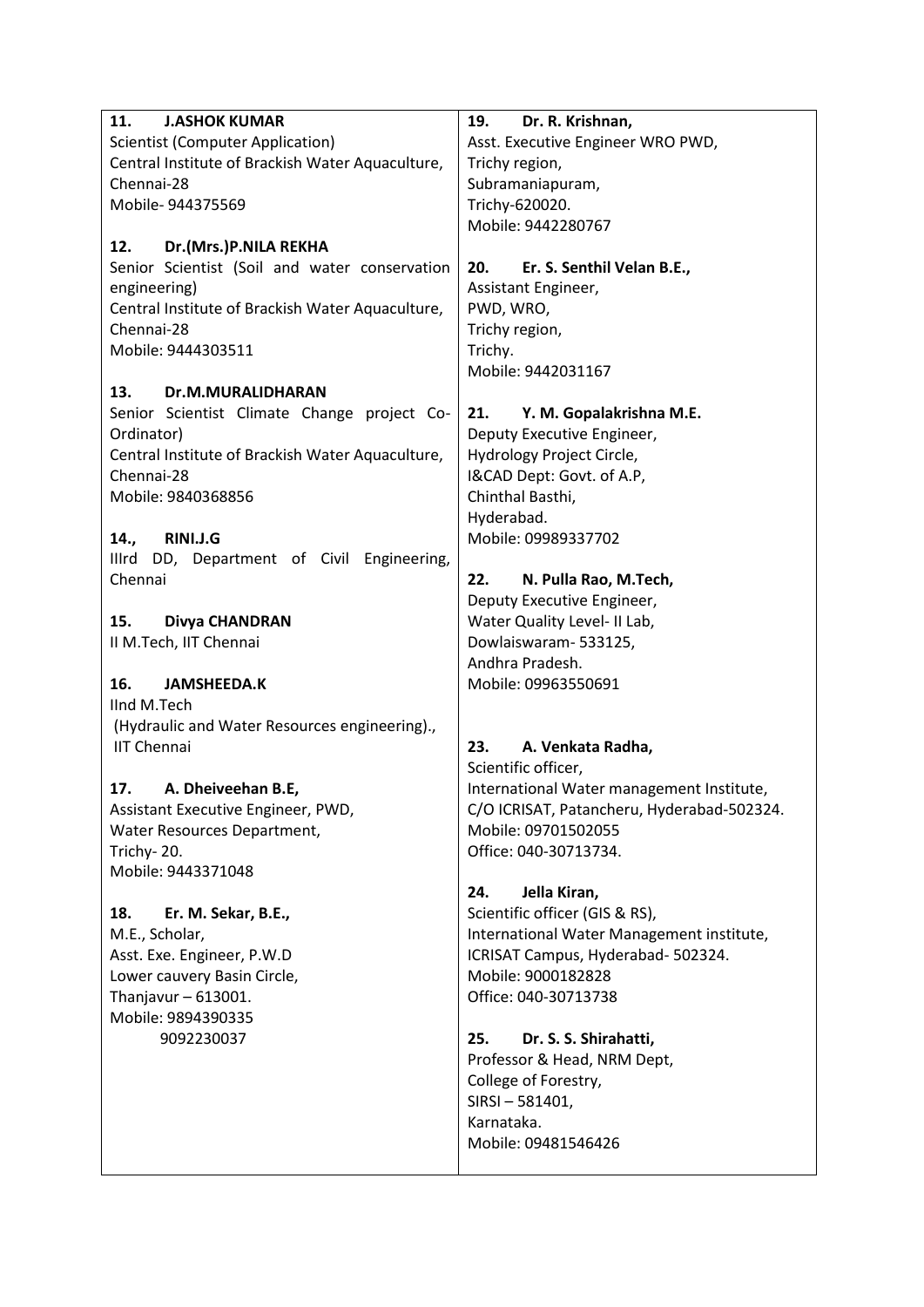**11. J.ASHOK KUMAR**
Scientist (Computer Application)
Central Institute of Brackish Water Aquaculture,
Chennai-28
Mobile- 944375569

**12. Dr.(Mrs.)P.NILA REKHA**
Senior Scientist (Soil and water conservation engineering)
Central Institute of Brackish Water Aquaculture,
Chennai-28
Mobile: 9444303511

**13. Dr.M.MURALIDHARAN**
Senior Scientist Climate Change project Co-Ordinator)
Central Institute of Brackish Water Aquaculture,
Chennai-28
Mobile: 9840368856

**14., RINI.J.G**
IIIrd DD, Department of Civil Engineering,
Chennai

**15. Divya CHANDRAN**
II M.Tech, IIT Chennai

**16. JAMSHEEDA.K**
IInd M.Tech
(Hydraulic and Water Resources engineering).,
IIT Chennai

**17. A. Dheiveehan B.E,**
Assistant Executive Engineer, PWD,
Water Resources Department,
Trichy- 20.
Mobile: 9443371048

**18. Er. M. Sekar, B.E.,**
M.E., Scholar,
Asst. Exe. Engineer, P.W.D
Lower cauvery Basin Circle,
Thanjavur – 613001.
Mobile: 9894390335
9092230037

**19. Dr. R. Krishnan,**
Asst. Executive Engineer WRO PWD,
Trichy region,
Subramaniapuram,
Trichy-620020.
Mobile: 9442280767

**20. Er. S. Senthil Velan B.E.,**
Assistant Engineer,
PWD, WRO,
Trichy region,
Trichy.
Mobile: 9442031167

**21. Y. M. Gopalakrishna M.E.**
Deputy Executive Engineer,
Hydrology Project Circle,
I&CAD Dept: Govt. of A.P,
Chinthal Basthi,
Hyderabad.
Mobile: 09989337702

**22. N. Pulla Rao, M.Tech,**
Deputy Executive Engineer,
Water Quality Level- II Lab,
Dowlaiswaram- 533125,
Andhra Pradesh.
Mobile: 09963550691

**23. A. Venkata Radha,**
Scientific officer,
International Water management Institute,
C/O ICRISAT, Patancheru, Hyderabad-502324.
Mobile: 09701502055
Office: 040-30713734.

**24. Jella Kiran,**
Scientific officer (GIS & RS),
International Water Management institute,
ICRISAT Campus, Hyderabad- 502324.
Mobile: 9000182828
Office: 040-30713738

**25. Dr. S. S. Shirahatti,**
Professor & Head, NRM Dept,
College of Forestry,
SIRSI – 581401,
Karnataka.
Mobile: 09481546426